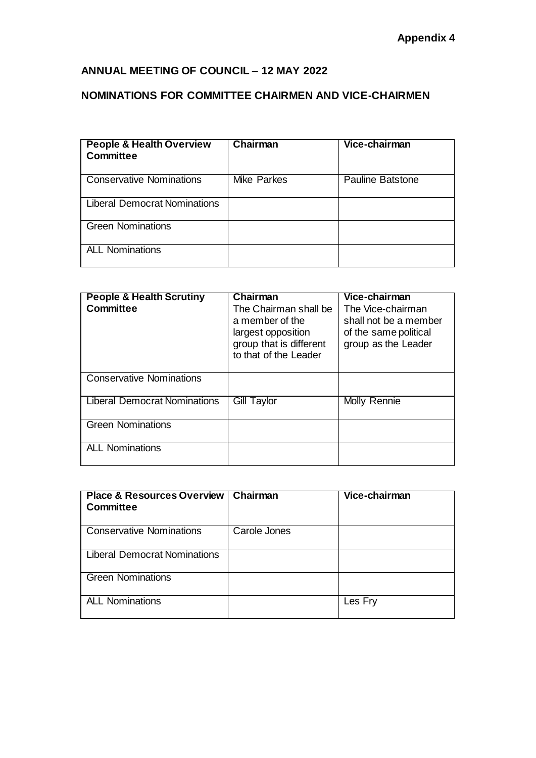**Appendix 4**

## ANNUAL MEETING OF COUNCIL – 12 MAY 2022

## NOMINATIONS FOR COMMITTEE CHAIRMEN AND VICE-CHAIRMEN

| People & Health Overview Committee | Chairman | Vice-chairman |
|---|---|---|
| Conservative Nominations | Mike Parkes | Pauline Batstone |
| Liberal Democrat Nominations | | |
| Green Nominations | | |
| ALL Nominations | | |

| People & Health Scrutiny Committee | Chairman The Chairman shall be a member of the largest opposition group that is different to that of the Leader | Vice-chairman The Vice-chairman shall not be a member of the same political group as the Leader |
|---|---|---|
| Conservative Nominations | | |
| Liberal Democrat Nominations | Gill Taylor | Molly Rennie |
| Green Nominations | | |
| ALL Nominations | | |

| Place & Resources Overview Committee | Chairman | Vice-chairman |
|---|---|---|
| Conservative Nominations | Carole Jones | |
| Liberal Democrat Nominations | | |
| Green Nominations | | |
| ALL Nominations | | Les Fry |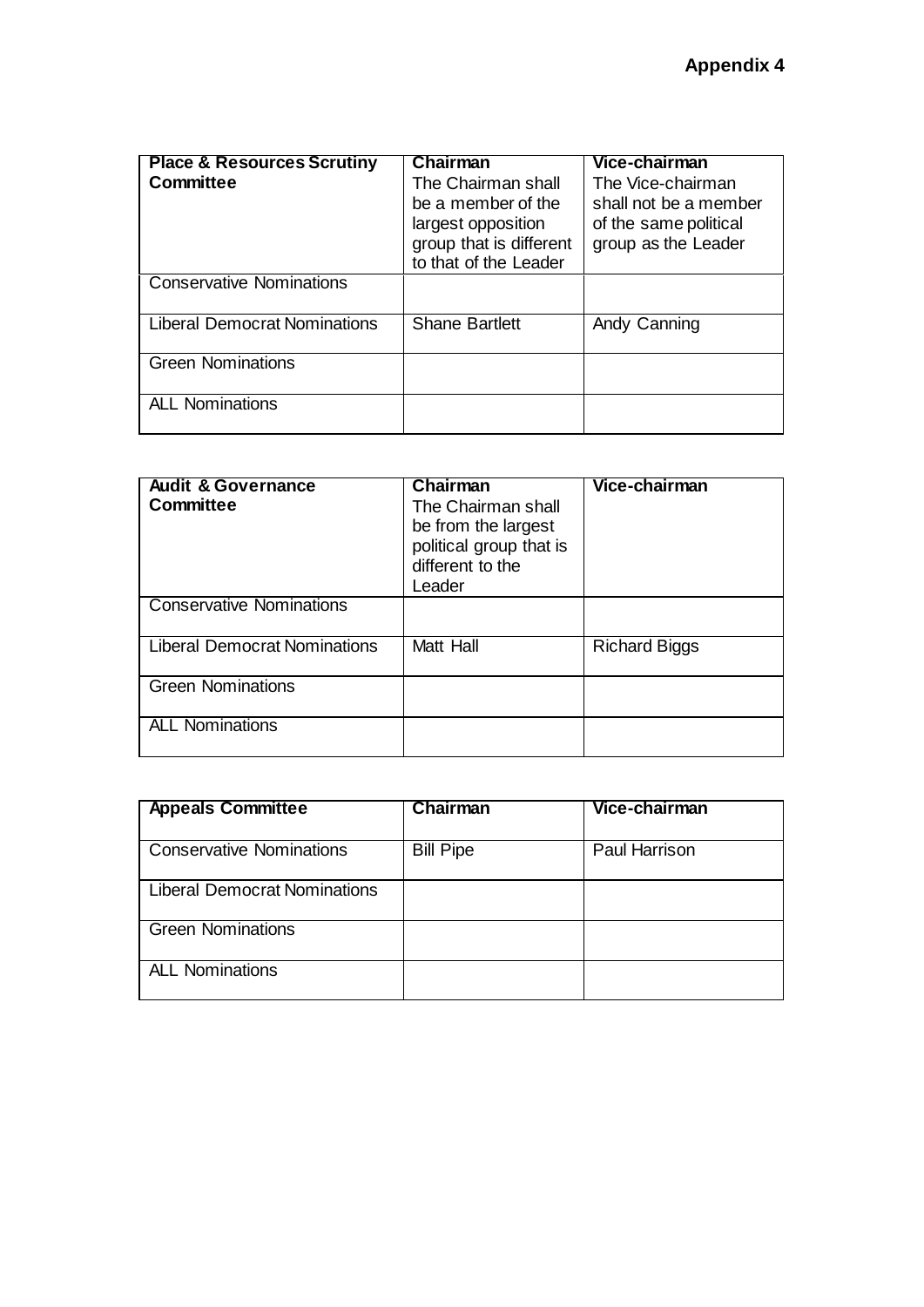**Appendix 4**

| **Place & Resources Scrutiny Committee** | **Chairman** The Chairman shall be a member of the largest opposition group that is different to that of the Leader | **Vice-chairman** The Vice-chairman shall not be a member of the same political group as the Leader |
|---|---|---|
| Conservative Nominations | | |
| Liberal Democrat Nominations | Shane Bartlett | Andy Canning |
| Green Nominations | | |
| ALL Nominations | | |

| **Audit & Governance Committee** | **Chairman** The Chairman shall be from the largest political group that is different to the Leader | **Vice-chairman** |
|---|---|---|
| Conservative Nominations | | |
| Liberal Democrat Nominations | Matt Hall | Richard Biggs |
| Green Nominations | | |
| ALL Nominations | | |

| **Appeals Committee** | **Chairman** | **Vice-chairman** |
|---|---|---|
| Conservative Nominations | Bill Pipe | Paul Harrison |
| Liberal Democrat Nominations | | |
| Green Nominations | | |
| ALL Nominations | | |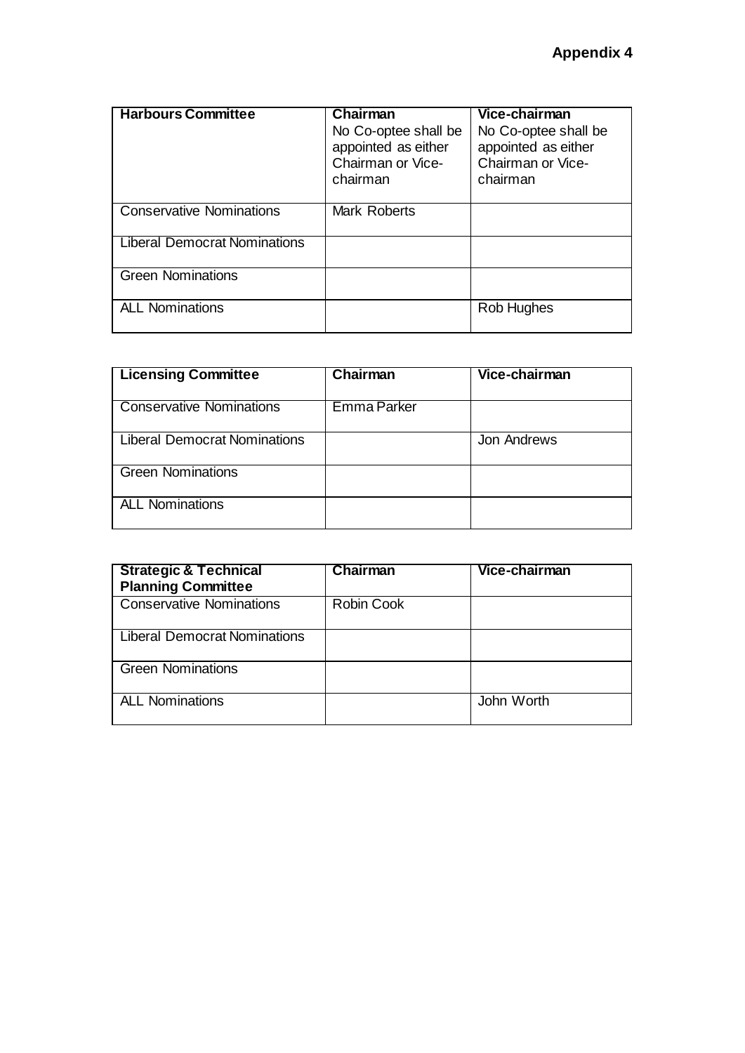**Appendix 4**

| **Harbours Committee** | **Chairman** No Co-optee shall be appointed as either Chairman or Vice-chairman | **Vice-chairman** No Co-optee shall be appointed as either Chairman or Vice-chairman |
|---|---|---|
| Conservative Nominations | Mark Roberts | |
| Liberal Democrat Nominations | | |
| Green Nominations | | |
| ALL Nominations | | Rob Hughes |

| **Licensing Committee** | **Chairman** | **Vice-chairman** |
|---|---|---|
| Conservative Nominations | Emma Parker | |
| Liberal Democrat Nominations | | Jon Andrews |
| Green Nominations | | |
| ALL Nominations | | |

| **Strategic & Technical Planning Committee** | **Chairman** | **Vice-chairman** |
|---|---|---|
| Conservative Nominations | Robin Cook | |
| Liberal Democrat Nominations | | |
| Green Nominations | | |
| ALL Nominations | | John Worth |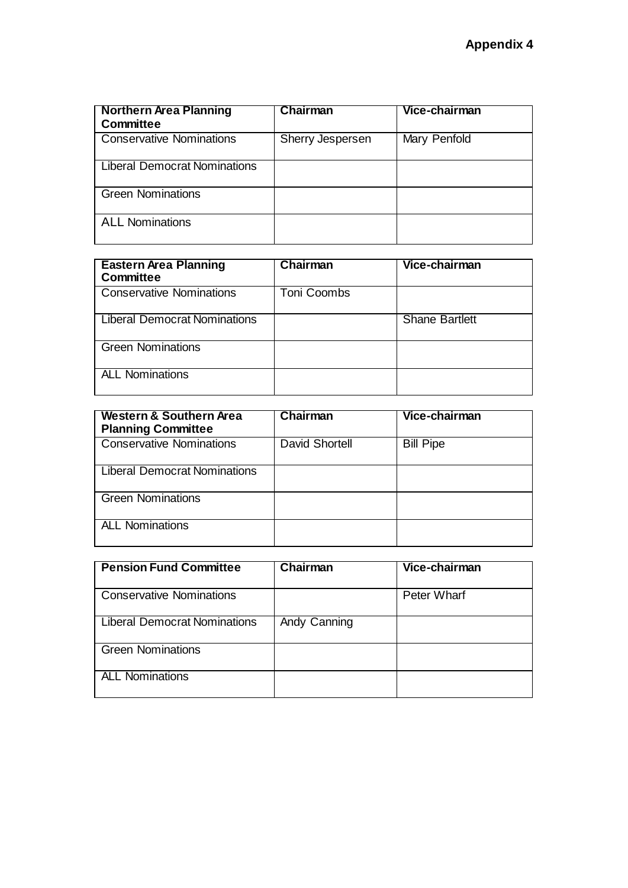**Appendix 4**

| Northern Area Planning Committee | Chairman | Vice-chairman |
|---|---|---|
| Conservative Nominations | Sherry Jespersen | Mary Penfold |
| Liberal Democrat Nominations | | |
| Green Nominations | | |
| ALL Nominations | | |

| Eastern Area Planning Committee | Chairman | Vice-chairman |
|---|---|---|
| Conservative Nominations | Toni Coombs | |
| Liberal Democrat Nominations | | Shane Bartlett |
| Green Nominations | | |
| ALL Nominations | | |

| Western & Southern Area Planning Committee | Chairman | Vice-chairman |
|---|---|---|
| Conservative Nominations | David Shortell | Bill Pipe |
| Liberal Democrat Nominations | | |
| Green Nominations | | |
| ALL Nominations | | |

| Pension Fund Committee | Chairman | Vice-chairman |
|---|---|---|
| Conservative Nominations | | Peter Wharf |
| Liberal Democrat Nominations | Andy Canning | |
| Green Nominations | | |
| ALL Nominations | | |